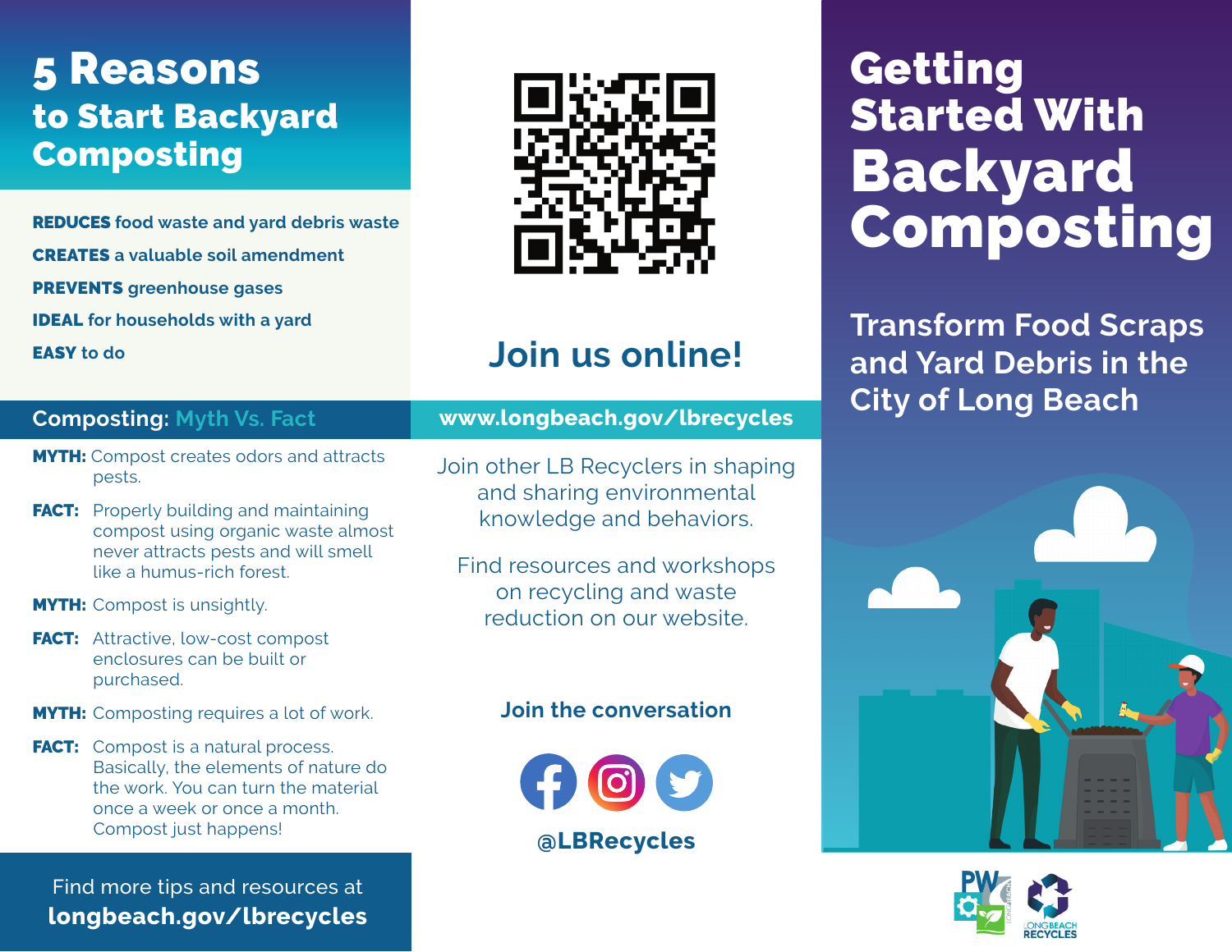# 5 Reasons to Start Backyard Composting

**REDUCES** food waste and yard debris waste

**CREATES** a valuable soil amendment

**PREVENTS** greenhouse gases

**IDEAL** for households with a yard

**EASY** to do

## Composting: Myth Vs. Fact

**MYTH:** Compost creates odors and attracts pests.

**FACT:** Properly building and maintaining compost using organic waste almost never attracts pests and will smell like a humus-rich forest.

**MYTH:** Compost is unsightly.

**FACT:** Attractive, low-cost compost enclosures can be built or purchased.

**MYTH:** Composting requires a lot of work.

**FACT:** Compost is a natural process. Basically, the elements of nature do the work. You can turn the material once a week or once a month. Compost just happens!

Find more tips and resources at **longbeach.gov/lbrecycles**

## Join us online!

**www.longbeach.gov/lbrecycles**

Join other LB Recyclers in shaping and sharing environmental knowledge and behaviors.

Find resources and workshops on recycling and waste reduction on our website.

**Join the conversation**

**@LBRecycles**

# Getting Started With Backyard Composting

## Transform Food Scraps and Yard Debris in the City of Long Beach

LONGBEACH RECYCLES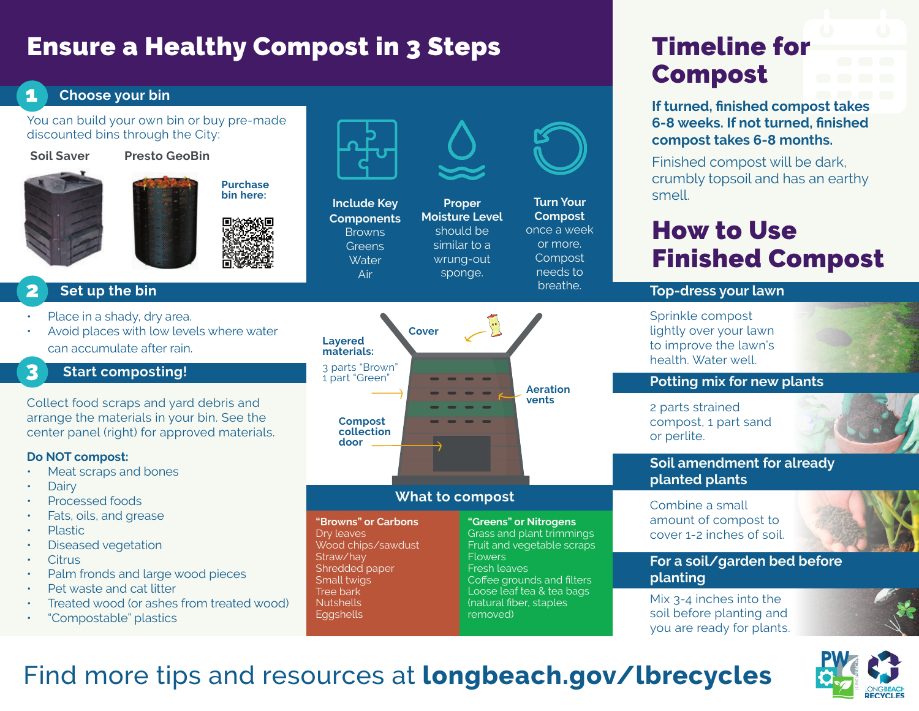# Ensure a Healthy Compost in 3 Steps

## 1 Choose your bin

You can build your own bin or buy pre-made discounted bins through the City:

**Soil Saver**

**Presto GeoBin**

**Purchase bin here:**

## 2 Set up the bin

- Place in a shady, dry area.
- Avoid places with low levels where water can accumulate after rain.

## 3 Start composting!

Collect food scraps and yard debris and arrange the materials in your bin. See the center panel (right) for approved materials.

**Do NOT compost:**

- Meat scraps and bones
- Dairy
- Processed foods
- Fats, oils, and grease
- Plastic
- Diseased vegetation
- Citrus
- Palm fronds and large wood pieces
- Pet waste and cat litter
- Treated wood (or ashes from treated wood)
- "Compostable" plastics

**Include Key Components**
Browns
Greens
Water
Air

**Proper Moisture Level** should be similar to a wrung-out sponge.

**Turn Your Compost** once a week or more. Compost needs to breathe.

Cover

**Layered materials:**
3 parts "Brown"
1 part "Green"

**Aeration vents**

**Compost collection door**

## What to compost

| **"Browns" or Carbons** | **"Greens" or Nitrogens** |
|---|---|
| Dry leaves | Grass and plant trimmings |
| Wood chips/sawdust | Fruit and vegetable scraps |
| Straw/hay | Flowers |
| Shredded paper | Fresh leaves |
| Small twigs | Coffee grounds and filters |
| Tree bark | Loose leaf tea & tea bags (natural fiber, staples removed) |
| Nutshells | |
| Eggshells | |

# Timeline for Compost

**If turned, finished compost takes 6-8 weeks. If not turned, finished compost takes 6-8 months.**

Finished compost will be dark, crumbly topsoil and has an earthy smell.

# How to Use Finished Compost

### Top-dress your lawn

Sprinkle compost lightly over your lawn to improve the lawn's health. Water well.

### Potting mix for new plants

2 parts strained compost, 1 part sand or perlite.

### Soil amendment for already planted plants

Combine a small amount of compost to cover 1-2 inches of soil.

### For a soil/garden bed before planting

Mix 3-4 inches into the soil before planting and you are ready for plants.

Find more tips and resources at **longbeach.gov/lbrecycles**